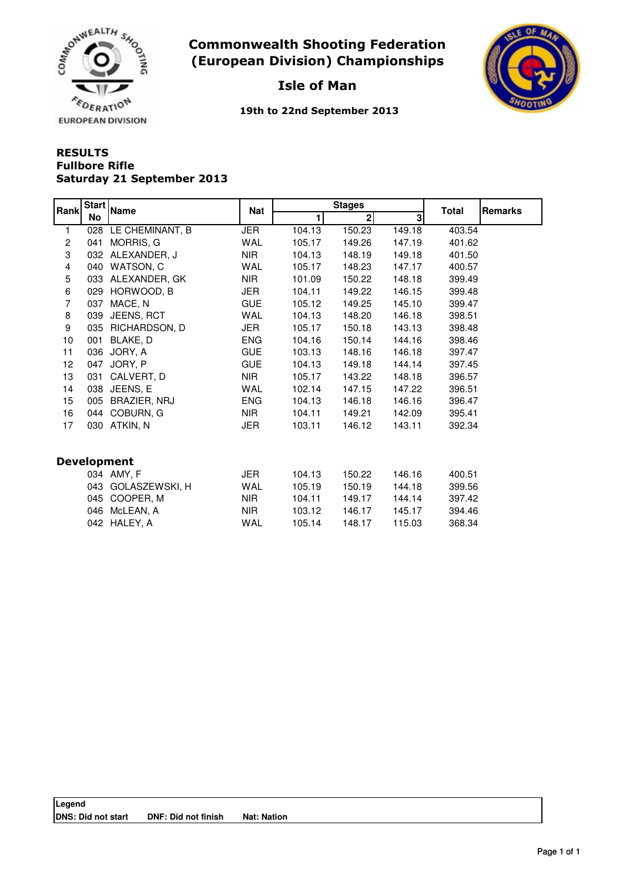# Commonwealth Shooting Federation (European Division) Championships

## Isle of Man

**19th to 22nd September 2013**

**RESULTS**
**Fullbore Rifle**
**Saturday 21 September 2013**

| Rank | Start No | Name | Nat | Stages | | | Total | Remarks |
|---|---|---|---|---|---|---|---|---|
| | | | | 1 | 2 | 3 | | |
| 1 | 028 | LE CHEMINANT, B | JER | 104.13 | 150.23 | 149.18 | 403.54 | |
| 2 | 041 | MORRIS, G | WAL | 105.17 | 149.26 | 147.19 | 401.62 | |
| 3 | 032 | ALEXANDER, J | NIR | 104.13 | 148.19 | 149.18 | 401.50 | |
| 4 | 040 | WATSON, C | WAL | 105.17 | 148.23 | 147.17 | 400.57 | |
| 5 | 033 | ALEXANDER, GK | NIR | 101.09 | 150.22 | 148.18 | 399.49 | |
| 6 | 029 | HORWOOD, B | JER | 104.11 | 149.22 | 146.15 | 399.48 | |
| 7 | 037 | MACE, N | GUE | 105.12 | 149.25 | 145.10 | 399.47 | |
| 8 | 039 | JEENS, RCT | WAL | 104.13 | 148.20 | 146.18 | 398.51 | |
| 9 | 035 | RICHARDSON, D | JER | 105.17 | 150.18 | 143.13 | 398.48 | |
| 10 | 001 | BLAKE, D | ENG | 104.16 | 150.14 | 144.16 | 398.46 | |
| 11 | 036 | JORY, A | GUE | 103.13 | 148.16 | 146.18 | 397.47 | |
| 12 | 047 | JORY, P | GUE | 104.13 | 149.18 | 144.14 | 397.45 | |
| 13 | 031 | CALVERT, D | NIR | 105.17 | 143.22 | 148.18 | 396.57 | |
| 14 | 038 | JEENS, E | WAL | 102.14 | 147.15 | 147.22 | 396.51 | |
| 15 | 005 | BRAZIER, NRJ | ENG | 104.13 | 146.18 | 146.16 | 396.47 | |
| 16 | 044 | COBURN, G | NIR | 104.11 | 149.21 | 142.09 | 395.41 | |
| 17 | 030 | ATKIN, N | JER | 103.11 | 146.12 | 143.11 | 392.34 | |

### Development

| Rank | Start No | Name | Nat | 1 | 2 | 3 | Total | Remarks |
|---|---|---|---|---|---|---|---|---|
| | 034 | AMY, F | JER | 104.13 | 150.22 | 146.16 | 400.51 | |
| | 043 | GOLASZEWSKI, H | WAL | 105.19 | 150.19 | 144.18 | 399.56 | |
| | 045 | COOPER, M | NIR | 104.11 | 149.17 | 144.14 | 397.42 | |
| | 046 | McLEAN, A | NIR | 103.12 | 146.17 | 145.17 | 394.46 | |
| | 042 | HALEY, A | WAL | 105.14 | 148.17 | 115.03 | 368.34 | |

**Legend**
**DNS: Did not start** **DNF: Did not finish** **Nat: Nation**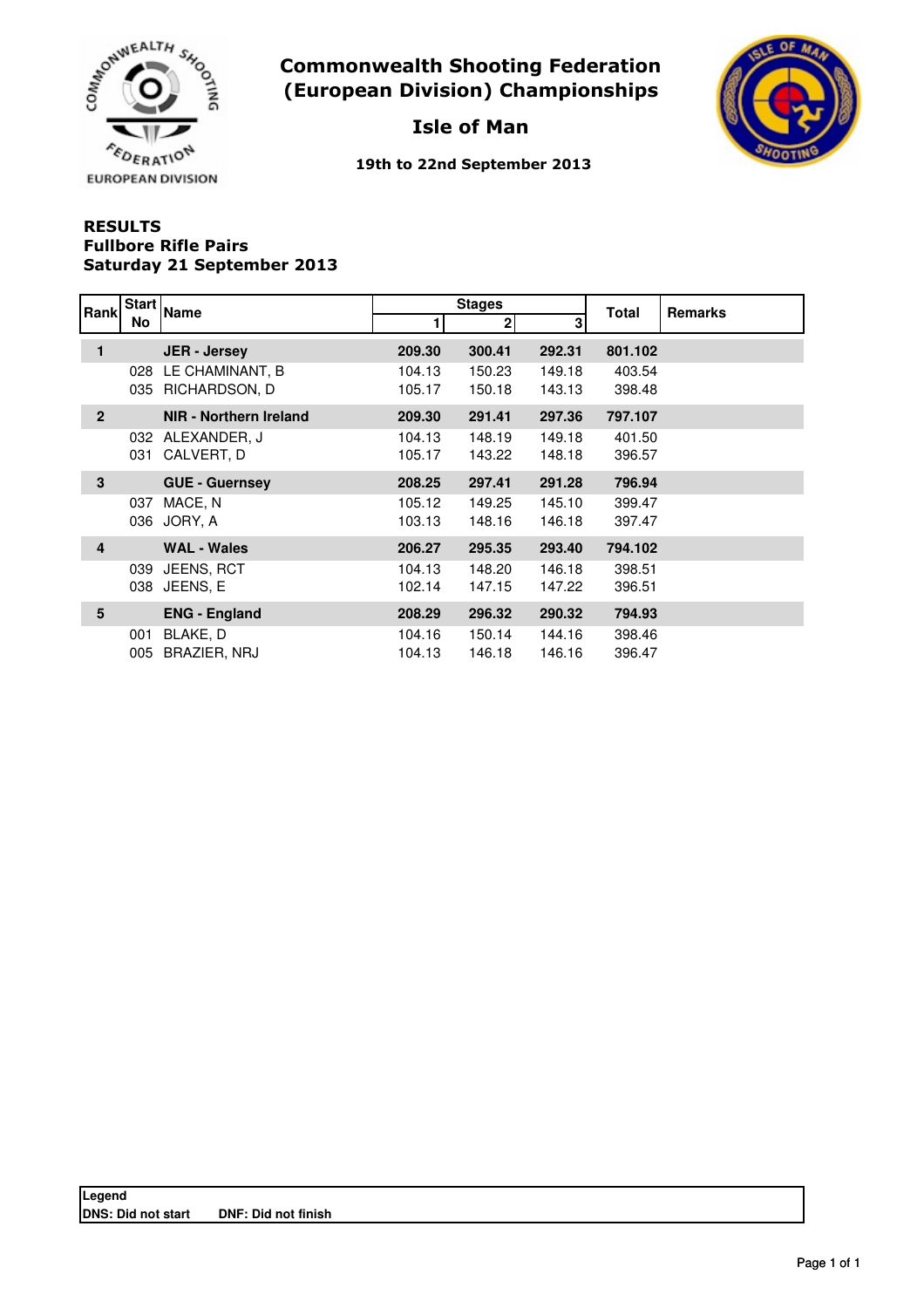**Commonwealth Shooting Federation (European Division) Championships**

**Isle of Man**

**19th to 22nd September 2013**

**RESULTS**
**Fullbore Rifle Pairs**
**Saturday 21 September 2013**

| Rank | Start No | Name | Stages 1 | 2 | 3 | Total | Remarks |
|---|---|---|---|---|---|---|---|
| **1** | | **JER - Jersey** | **209.30** | **300.41** | **292.31** | **801.102** | |
| | 028 | LE CHAMINANT, B | 104.13 | 150.23 | 149.18 | 403.54 | |
| | 035 | RICHARDSON, D | 105.17 | 150.18 | 143.13 | 398.48 | |
| **2** | | **NIR - Northern Ireland** | **209.30** | **291.41** | **297.36** | **797.107** | |
| | 032 | ALEXANDER, J | 104.13 | 148.19 | 149.18 | 401.50 | |
| | 031 | CALVERT, D | 105.17 | 143.22 | 148.18 | 396.57 | |
| **3** | | **GUE - Guernsey** | **208.25** | **297.41** | **291.28** | **796.94** | |
| | 037 | MACE, N | 105.12 | 149.25 | 145.10 | 399.47 | |
| | 036 | JORY, A | 103.13 | 148.16 | 146.18 | 397.47 | |
| **4** | | **WAL - Wales** | **206.27** | **295.35** | **293.40** | **794.102** | |
| | 039 | JEENS, RCT | 104.13 | 148.20 | 146.18 | 398.51 | |
| | 038 | JEENS, E | 102.14 | 147.15 | 147.22 | 396.51 | |
| **5** | | **ENG - England** | **208.29** | **296.32** | **290.32** | **794.93** | |
| | 001 | BLAKE, D | 104.16 | 150.14 | 144.16 | 398.46 | |
| | 005 | BRAZIER, NRJ | 104.13 | 146.18 | 146.16 | 396.47 | |

**Legend**
**DNS: Did not start** **DNF: Did not finish**